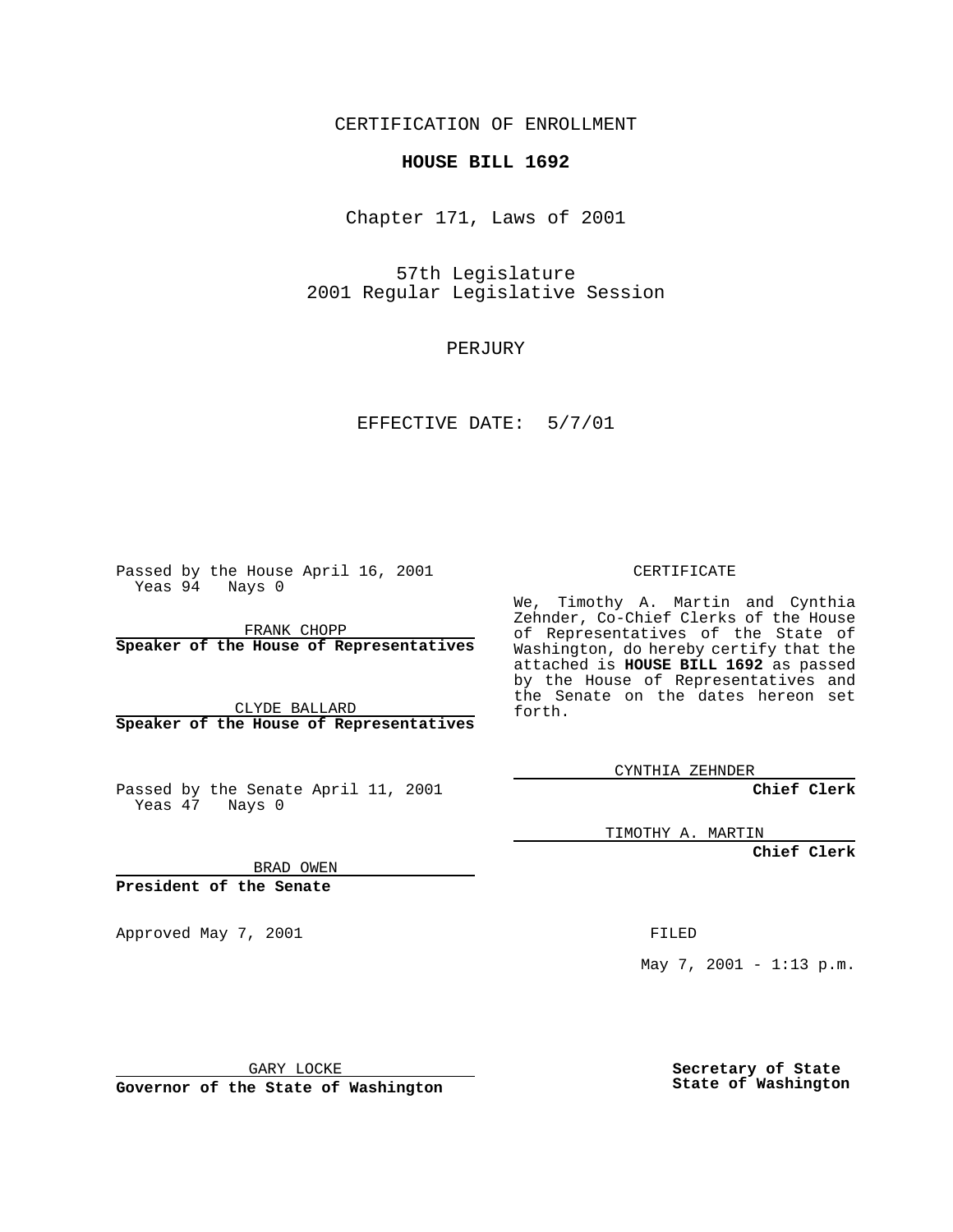CERTIFICATION OF ENROLLMENT

# HOUSE BILL 1692

Chapter 171, Laws of 2001

57th Legislature
2001 Regular Legislative Session

PERJURY

EFFECTIVE DATE: 5/7/01

Passed by the House April 16, 2001
Yeas 94 Nays 0

FRANK CHOPP
**Speaker of the House of Representatives**

CLYDE BALLARD
**Speaker of the House of Representatives**

Passed by the Senate April 11, 2001
Yeas 47 Nays 0

BRAD OWEN
**President of the Senate**

Approved May 7, 2001

GARY LOCKE
**Governor of the State of Washington**

CERTIFICATE

We, Timothy A. Martin and Cynthia Zehnder, Co-Chief Clerks of the House of Representatives of the State of Washington, do hereby certify that the attached is **HOUSE BILL 1692** as passed by the House of Representatives and the Senate on the dates hereon set forth.

CYNTHIA ZEHNDER
**Chief Clerk**

TIMOTHY A. MARTIN
**Chief Clerk**

FILED

May 7, 2001 - 1:13 p.m.

**Secretary of State**
**State of Washington**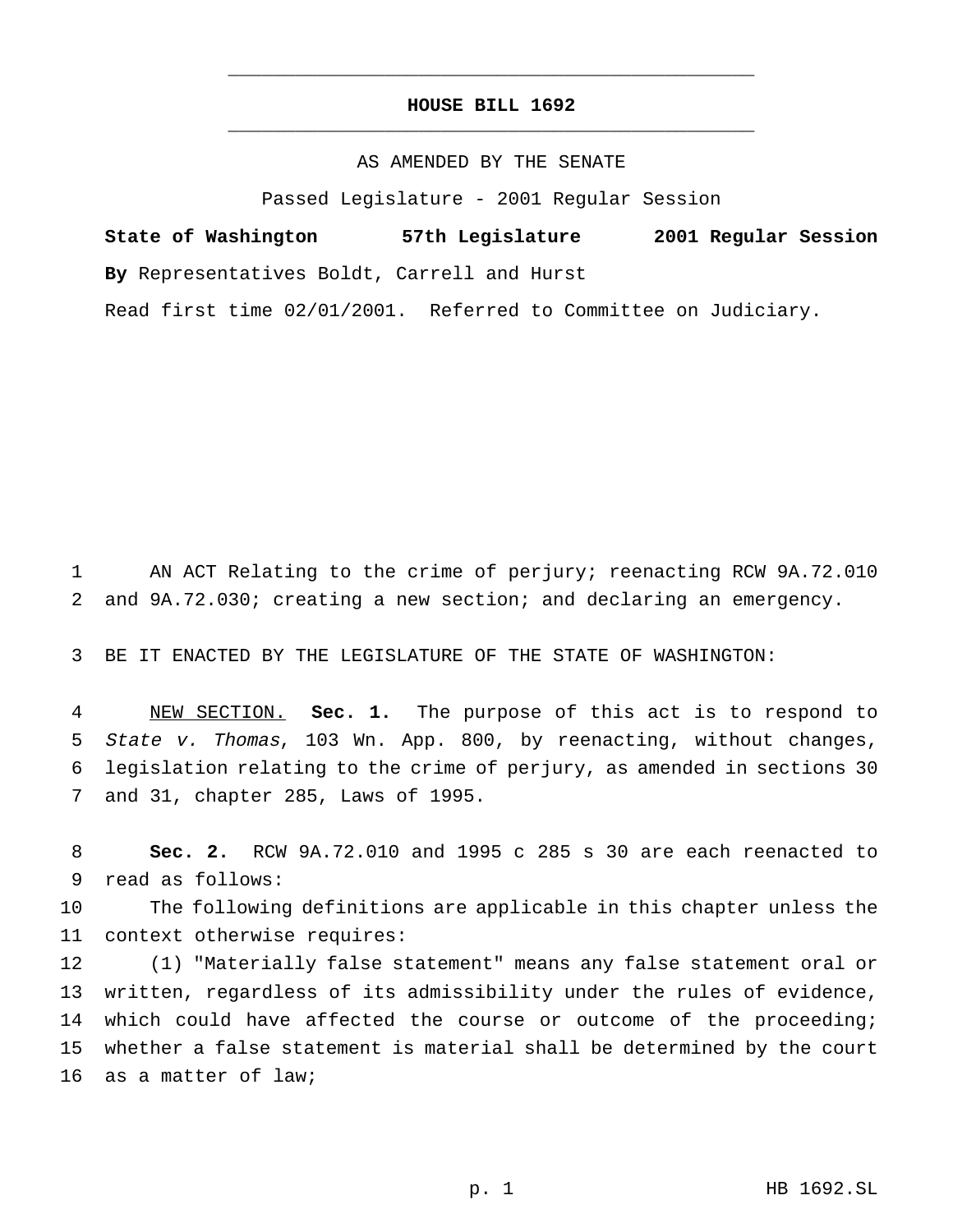# HOUSE BILL 1692

AS AMENDED BY THE SENATE

Passed Legislature - 2001 Regular Session

**State of Washington 57th Legislature 2001 Regular Session**

**By** Representatives Boldt, Carrell and Hurst

Read first time 02/01/2001. Referred to Committee on Judiciary.

AN ACT Relating to the crime of perjury; reenacting RCW 9A.72.010 and 9A.72.030; creating a new section; and declaring an emergency.

BE IT ENACTED BY THE LEGISLATURE OF THE STATE OF WASHINGTON:

NEW SECTION. **Sec. 1.** The purpose of this act is to respond to *State v. Thomas*, 103 Wn. App. 800, by reenacting, without changes, legislation relating to the crime of perjury, as amended in sections 30 and 31, chapter 285, Laws of 1995.

**Sec. 2.** RCW 9A.72.010 and 1995 c 285 s 30 are each reenacted to read as follows:

The following definitions are applicable in this chapter unless the context otherwise requires:

(1) "Materially false statement" means any false statement oral or written, regardless of its admissibility under the rules of evidence, which could have affected the course or outcome of the proceeding; whether a false statement is material shall be determined by the court as a matter of law;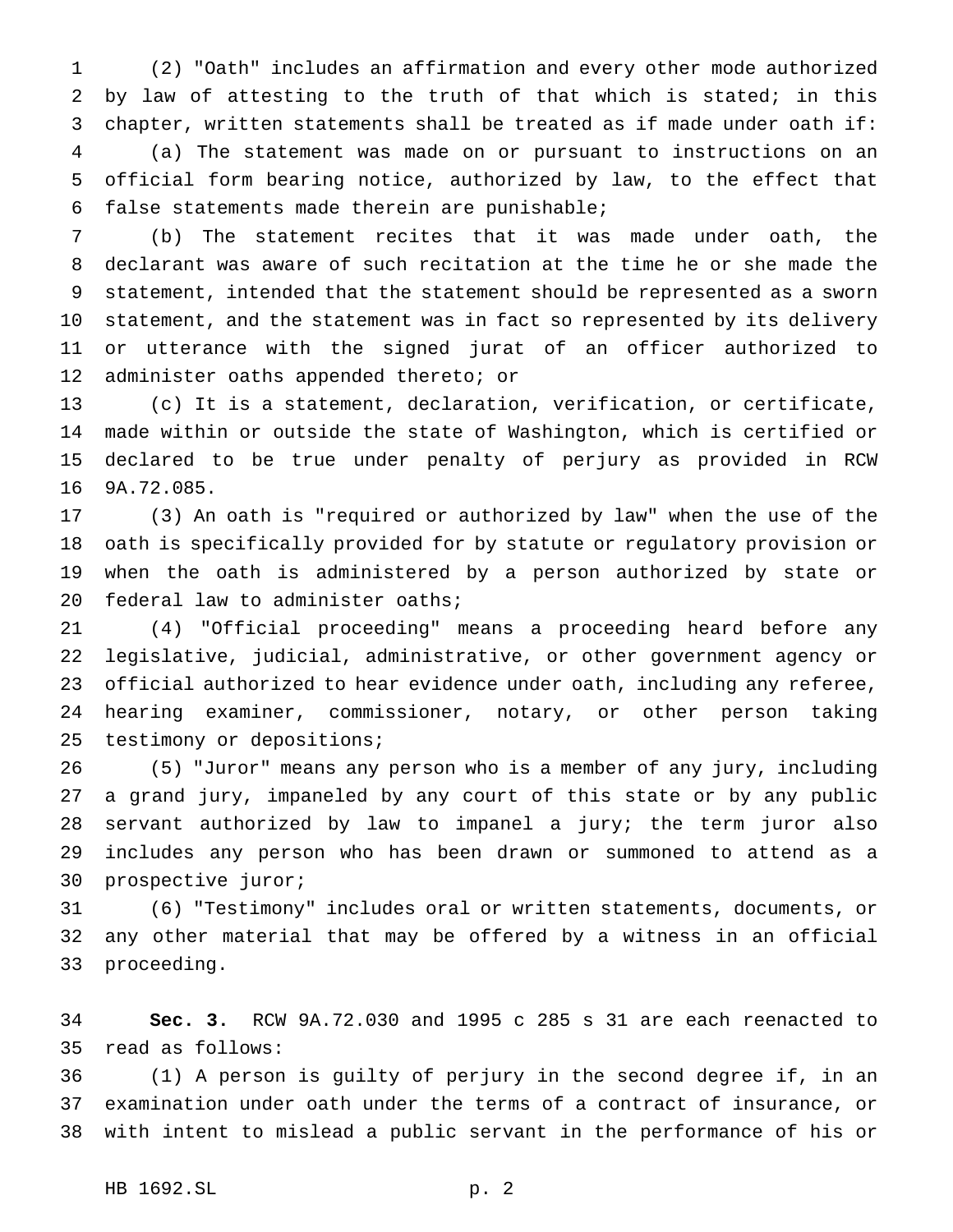(2) "Oath" includes an affirmation and every other mode authorized by law of attesting to the truth of that which is stated; in this chapter, written statements shall be treated as if made under oath if:

(a) The statement was made on or pursuant to instructions on an official form bearing notice, authorized by law, to the effect that false statements made therein are punishable;

(b) The statement recites that it was made under oath, the declarant was aware of such recitation at the time he or she made the statement, intended that the statement should be represented as a sworn statement, and the statement was in fact so represented by its delivery or utterance with the signed jurat of an officer authorized to administer oaths appended thereto; or

(c) It is a statement, declaration, verification, or certificate, made within or outside the state of Washington, which is certified or declared to be true under penalty of perjury as provided in RCW 9A.72.085.

(3) An oath is "required or authorized by law" when the use of the oath is specifically provided for by statute or regulatory provision or when the oath is administered by a person authorized by state or federal law to administer oaths;

(4) "Official proceeding" means a proceeding heard before any legislative, judicial, administrative, or other government agency or official authorized to hear evidence under oath, including any referee, hearing examiner, commissioner, notary, or other person taking testimony or depositions;

(5) "Juror" means any person who is a member of any jury, including a grand jury, impaneled by any court of this state or by any public servant authorized by law to impanel a jury; the term juror also includes any person who has been drawn or summoned to attend as a prospective juror;

(6) "Testimony" includes oral or written statements, documents, or any other material that may be offered by a witness in an official proceeding.

**Sec. 3.** RCW 9A.72.030 and 1995 c 285 s 31 are each reenacted to read as follows:

(1) A person is guilty of perjury in the second degree if, in an examination under oath under the terms of a contract of insurance, or with intent to mislead a public servant in the performance of his or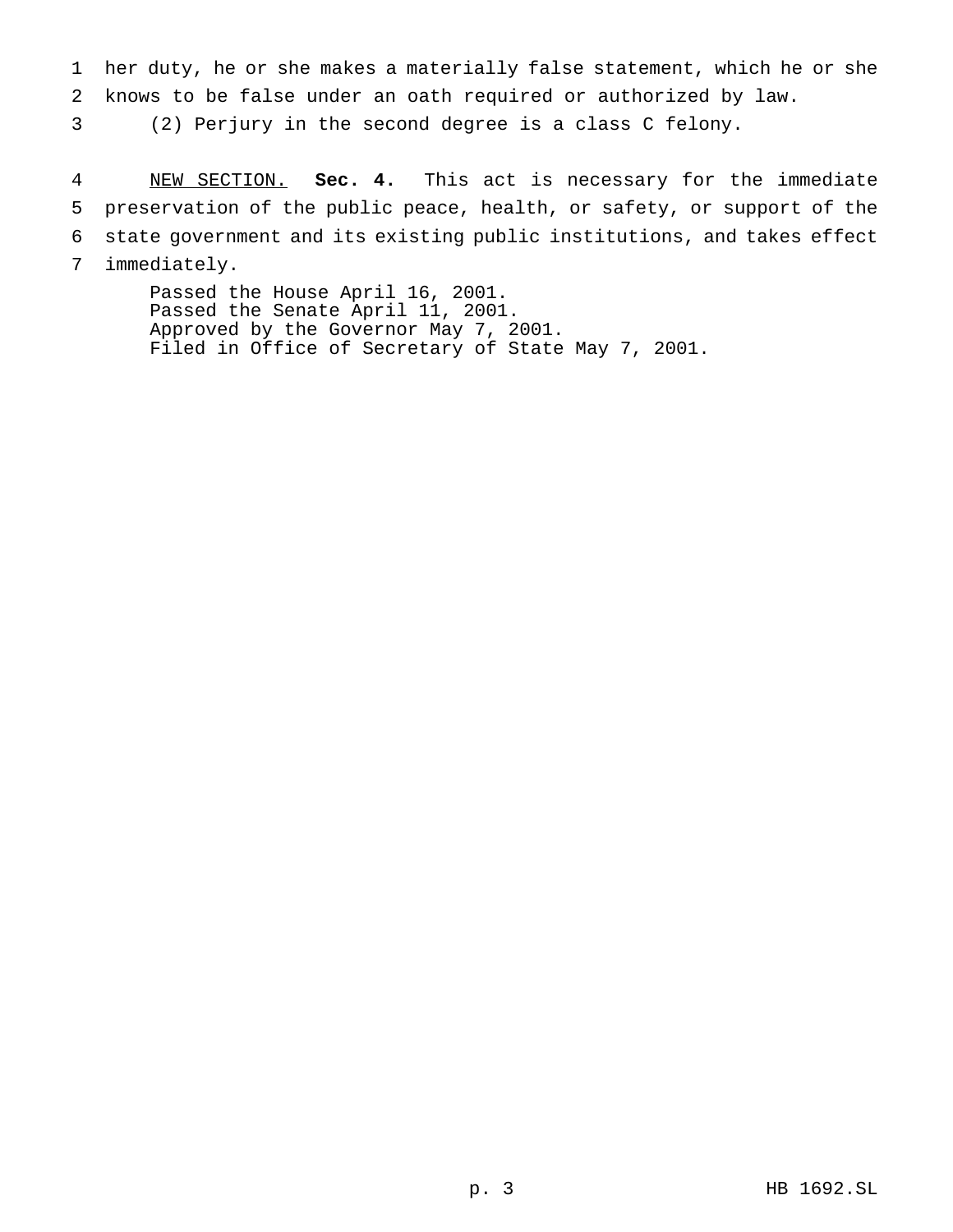her duty, he or she makes a materially false statement, which he or she knows to be false under an oath required or authorized by law.

(2) Perjury in the second degree is a class C felony.

NEW SECTION. **Sec. 4.** This act is necessary for the immediate preservation of the public peace, health, or safety, or support of the state government and its existing public institutions, and takes effect immediately.

Passed the House April 16, 2001.
Passed the Senate April 11, 2001.
Approved by the Governor May 7, 2001.
Filed in Office of Secretary of State May 7, 2001.